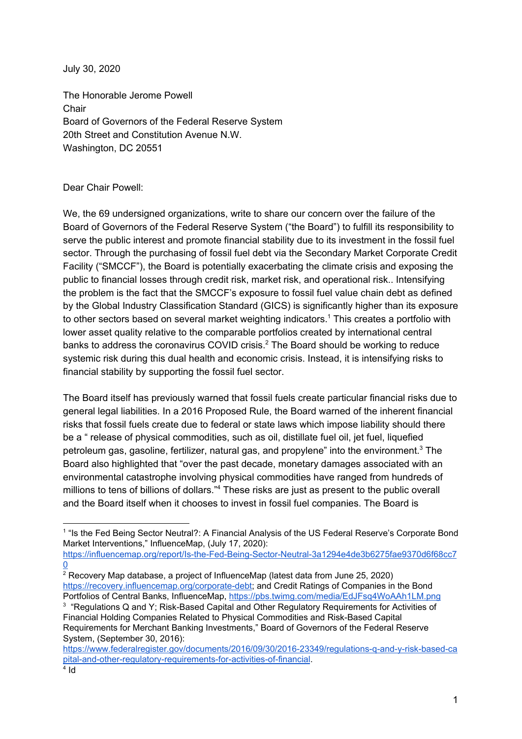July 30, 2020

The Honorable Jerome Powell
Chair
Board of Governors of the Federal Reserve System
20th Street and Constitution Avenue N.W.
Washington, DC 20551

Dear Chair Powell:

We, the 69 undersigned organizations, write to share our concern over the failure of the Board of Governors of the Federal Reserve System ("the Board") to fulfill its responsibility to serve the public interest and promote financial stability due to its investment in the fossil fuel sector. Through the purchasing of fossil fuel debt via the Secondary Market Corporate Credit Facility ("SMCCF"), the Board is potentially exacerbating the climate crisis and exposing the public to financial losses through credit risk, market risk, and operational risk.. Intensifying the problem is the fact that the SMCCF's exposure to fossil fuel value chain debt as defined by the Global Industry Classification Standard (GICS) is significantly higher than its exposure to other sectors based on several market weighting indicators.[1] This creates a portfolio with lower asset quality relative to the comparable portfolios created by international central banks to address the coronavirus COVID crisis.[2] The Board should be working to reduce systemic risk during this dual health and economic crisis. Instead, it is intensifying risks to financial stability by supporting the fossil fuel sector.

The Board itself has previously warned that fossil fuels create particular financial risks due to general legal liabilities. In a 2016 Proposed Rule, the Board warned of the inherent financial risks that fossil fuels create due to federal or state laws which impose liability should there be a " release of physical commodities, such as oil, distillate fuel oil, jet fuel, liquefied petroleum gas, gasoline, fertilizer, natural gas, and propylene" into the environment.[3] The Board also highlighted that "over the past decade, monetary damages associated with an environmental catastrophe involving physical commodities have ranged from hundreds of millions to tens of billions of dollars."[4] These risks are just as present to the public overall and the Board itself when it chooses to invest in fossil fuel companies. The Board is

---

[1] "Is the Fed Being Sector Neutral?: A Financial Analysis of the US Federal Reserve's Corporate Bond Market Interventions," InfluenceMap, (July 17, 2020): https://influencemap.org/report/Is-the-Fed-Being-Sector-Neutral-3a1294e4de3b6275fae9370d6f68cc70

[2] Recovery Map database, a project of InfluenceMap (latest data from June 25, 2020) https://recovery.influencemap.org/corporate-debt; and Credit Ratings of Companies in the Bond Portfolios of Central Banks, InfluenceMap, https://pbs.twimg.com/media/EdJFsq4WoAAh1LM.png

[3] "Regulations Q and Y; Risk-Based Capital and Other Regulatory Requirements for Activities of Financial Holding Companies Related to Physical Commodities and Risk-Based Capital Requirements for Merchant Banking Investments," Board of Governors of the Federal Reserve System, (September 30, 2016): https://www.federalregister.gov/documents/2016/09/30/2016-23349/regulations-q-and-y-risk-based-capital-and-other-regulatory-requirements-for-activities-of-financial.

[4] Id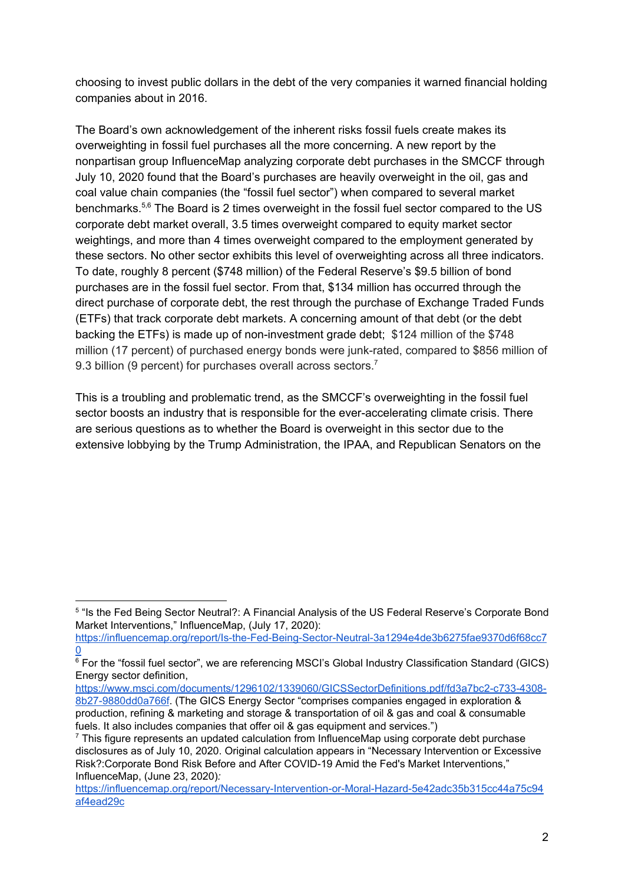choosing to invest public dollars in the debt of the very companies it warned financial holding companies about in 2016.

The Board's own acknowledgement of the inherent risks fossil fuels create makes its overweighting in fossil fuel purchases all the more concerning. A new report by the nonpartisan group InfluenceMap analyzing corporate debt purchases in the SMCCF through July 10, 2020 found that the Board's purchases are heavily overweight in the oil, gas and coal value chain companies (the "fossil fuel sector") when compared to several market benchmarks.[5,6] The Board is 2 times overweight in the fossil fuel sector compared to the US corporate debt market overall, 3.5 times overweight compared to equity market sector weightings, and more than 4 times overweight compared to the employment generated by these sectors. No other sector exhibits this level of overweighting across all three indicators. To date, roughly 8 percent ($748 million) of the Federal Reserve's $9.5 billion of bond purchases are in the fossil fuel sector. From that, $134 million has occurred through the direct purchase of corporate debt, the rest through the purchase of Exchange Traded Funds (ETFs) that track corporate debt markets. A concerning amount of that debt (or the debt backing the ETFs) is made up of non-investment grade debt; $124 million of the $748 million (17 percent) of purchased energy bonds were junk-rated, compared to $856 million of 9.3 billion (9 percent) for purchases overall across sectors.[7]

This is a troubling and problematic trend, as the SMCCF's overweighting in the fossil fuel sector boosts an industry that is responsible for the ever-accelerating climate crisis. There are serious questions as to whether the Board is overweight in this sector due to the extensive lobbying by the Trump Administration, the IPAA, and Republican Senators on the

---

[5] "Is the Fed Being Sector Neutral?: A Financial Analysis of the US Federal Reserve's Corporate Bond Market Interventions," InfluenceMap, (July 17, 2020): https://influencemap.org/report/Is-the-Fed-Being-Sector-Neutral-3a1294e4de3b6275fae9370d6f68cc70

[6] For the "fossil fuel sector", we are referencing MSCI's Global Industry Classification Standard (GICS) Energy sector definition, https://www.msci.com/documents/1296102/1339060/GICSSectorDefinitions.pdf/fd3a7bc2-c733-4308-8b27-9880dd0a766f. (The GICS Energy Sector "comprises companies engaged in exploration & production, refining & marketing and storage & transportation of oil & gas and coal & consumable fuels. It also includes companies that offer oil & gas equipment and services.")

[7] This figure represents an updated calculation from InfluenceMap using corporate debt purchase disclosures as of July 10, 2020. Original calculation appears in "Necessary Intervention or Excessive Risk?:Corporate Bond Risk Before and After COVID-19 Amid the Fed's Market Interventions," InfluenceMap, (June 23, 2020): https://influencemap.org/report/Necessary-Intervention-or-Moral-Hazard-5e42adc35b315cc44a75c94af4ead29c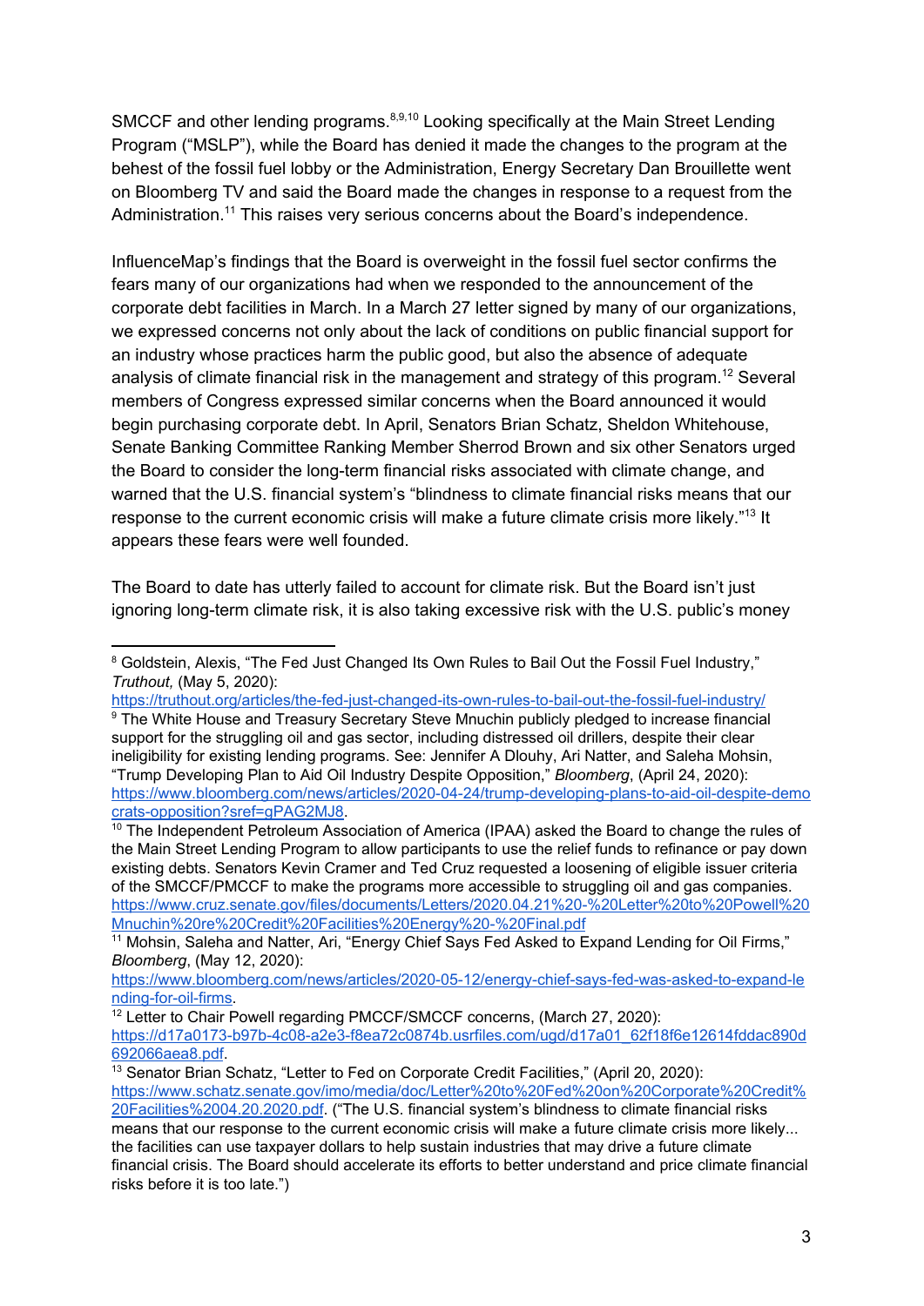SMCCF and other lending programs.[8,9,10] Looking specifically at the Main Street Lending Program ("MSLP"), while the Board has denied it made the changes to the program at the behest of the fossil fuel lobby or the Administration, Energy Secretary Dan Brouillette went on Bloomberg TV and said the Board made the changes in response to a request from the Administration.[11] This raises very serious concerns about the Board's independence.

InfluenceMap's findings that the Board is overweight in the fossil fuel sector confirms the fears many of our organizations had when we responded to the announcement of the corporate debt facilities in March. In a March 27 letter signed by many of our organizations, we expressed concerns not only about the lack of conditions on public financial support for an industry whose practices harm the public good, but also the absence of adequate analysis of climate financial risk in the management and strategy of this program.[12] Several members of Congress expressed similar concerns when the Board announced it would begin purchasing corporate debt. In April, Senators Brian Schatz, Sheldon Whitehouse, Senate Banking Committee Ranking Member Sherrod Brown and six other Senators urged the Board to consider the long-term financial risks associated with climate change, and warned that the U.S. financial system's "blindness to climate financial risks means that our response to the current economic crisis will make a future climate crisis more likely."[13] It appears these fears were well founded.

The Board to date has utterly failed to account for climate risk. But the Board isn't just ignoring long-term climate risk, it is also taking excessive risk with the U.S. public's money

---

[8] Goldstein, Alexis, "The Fed Just Changed Its Own Rules to Bail Out the Fossil Fuel Industry," *Truthout,* (May 5, 2020): https://truthout.org/articles/the-fed-just-changed-its-own-rules-to-bail-out-the-fossil-fuel-industry/

[9] The White House and Treasury Secretary Steve Mnuchin publicly pledged to increase financial support for the struggling oil and gas sector, including distressed oil drillers, despite their clear ineligibility for existing lending programs. See: Jennifer A Dlouhy, Ari Natter, and Saleha Mohsin, "Trump Developing Plan to Aid Oil Industry Despite Opposition," *Bloomberg*, (April 24, 2020): https://www.bloomberg.com/news/articles/2020-04-24/trump-developing-plans-to-aid-oil-despite-democrats-opposition?sref=gPAG2MJ8.

[10] The Independent Petroleum Association of America (IPAA) asked the Board to change the rules of the Main Street Lending Program to allow participants to use the relief funds to refinance or pay down existing debts. Senators Kevin Cramer and Ted Cruz requested a loosening of eligible issuer criteria of the SMCCF/PMCCF to make the programs more accessible to struggling oil and gas companies. https://www.cruz.senate.gov/files/documents/Letters/2020.04.21%20-%20Letter%20to%20Powell%20Mnuchin%20re%20Credit%20Facilities%20Energy%20-%20Final.pdf

[11] Mohsin, Saleha and Natter, Ari, "Energy Chief Says Fed Asked to Expand Lending for Oil Firms," *Bloomberg*, (May 12, 2020): https://www.bloomberg.com/news/articles/2020-05-12/energy-chief-says-fed-was-asked-to-expand-lending-for-oil-firms.

[12] Letter to Chair Powell regarding PMCCF/SMCCF concerns, (March 27, 2020): https://d17a0173-b97b-4c08-a2e3-f8ea72c0874b.usrfiles.com/ugd/d17a01_62f18f6e12614fddac890d692066aea8.pdf.

[13] Senator Brian Schatz, "Letter to Fed on Corporate Credit Facilities," (April 20, 2020): https://www.schatz.senate.gov/imo/media/doc/Letter%20to%20Fed%20on%20Corporate%20Credit%20Facilities%2004.20.2020.pdf. ("The U.S. financial system's blindness to climate financial risks means that our response to the current economic crisis will make a future climate crisis more likely... the facilities can use taxpayer dollars to help sustain industries that may drive a future climate financial crisis. The Board should accelerate its efforts to better understand and price climate financial risks before it is too late.")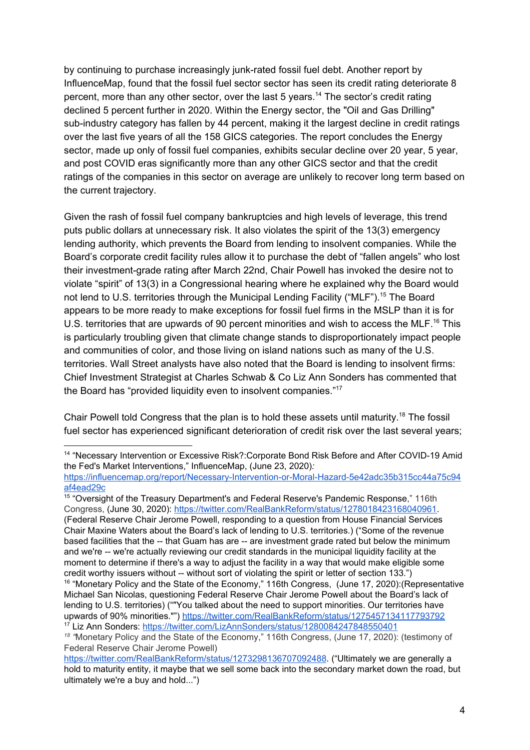by continuing to purchase increasingly junk-rated fossil fuel debt. Another report by InfluenceMap, found that the fossil fuel sector sector has seen its credit rating deteriorate 8 percent, more than any other sector, over the last 5 years.[14] The sector's credit rating declined 5 percent further in 2020. Within the Energy sector, the "Oil and Gas Drilling" sub-industry category has fallen by 44 percent, making it the largest decline in credit ratings over the last five years of all the 158 GICS categories. The report concludes the Energy sector, made up only of fossil fuel companies, exhibits secular decline over 20 year, 5 year, and post COVID eras significantly more than any other GICS sector and that the credit ratings of the companies in this sector on average are unlikely to recover long term based on the current trajectory.

Given the rash of fossil fuel company bankruptcies and high levels of leverage, this trend puts public dollars at unnecessary risk. It also violates the spirit of the 13(3) emergency lending authority, which prevents the Board from lending to insolvent companies. While the Board's corporate credit facility rules allow it to purchase the debt of "fallen angels" who lost their investment-grade rating after March 22nd, Chair Powell has invoked the desire not to violate "spirit" of 13(3) in a Congressional hearing where he explained why the Board would not lend to U.S. territories through the Municipal Lending Facility ("MLF").[15] The Board appears to be more ready to make exceptions for fossil fuel firms in the MSLP than it is for U.S. territories that are upwards of 90 percent minorities and wish to access the MLF.[16] This is particularly troubling given that climate change stands to disproportionately impact people and communities of color, and those living on island nations such as many of the U.S. territories. Wall Street analysts have also noted that the Board is lending to insolvent firms: Chief Investment Strategist at Charles Schwab & Co Liz Ann Sonders has commented that the Board has "provided liquidity even to insolvent companies."[17]

Chair Powell told Congress that the plan is to hold these assets until maturity.[18] The fossil fuel sector has experienced significant deterioration of credit risk over the last several years;

---

[14] "Necessary Intervention or Excessive Risk?:Corporate Bond Risk Before and After COVID-19 Amid the Fed's Market Interventions," InfluenceMap, (June 23, 2020): https://influencemap.org/report/Necessary-Intervention-or-Moral-Hazard-5e42adc35b315cc44a75c94af4ead29c

[15] "Oversight of the Treasury Department's and Federal Reserve's Pandemic Response," 116th Congress, (June 30, 2020): https://twitter.com/RealBankReform/status/1278018423168040961. (Federal Reserve Chair Jerome Powell, responding to a question from House Financial Services Chair Maxine Waters about the Board's lack of lending to U.S. territories.) ("Some of the revenue based facilities that the -- that Guam has are -- are investment grade rated but below the minimum and we're -- we're actually reviewing our credit standards in the municipal liquidity facility at the moment to determine if there's a way to adjust the facility in a way that would make eligible some credit worthy issuers without -- without sort of violating the spirit or letter of section 133.")

[16] "Monetary Policy and the State of the Economy," 116th Congress, (June 17, 2020):(Representative Michael San Nicolas, questioning Federal Reserve Chair Jerome Powell about the Board's lack of lending to U.S. territories) (""You talked about the need to support minorities. Our territories have upwards of 90% minorities."") https://twitter.com/RealBankReform/status/1275457134117793792

[17] Liz Ann Sonders: https://twitter.com/LizAnnSonders/status/1280084247848550401

[18] "Monetary Policy and the State of the Economy," 116th Congress, (June 17, 2020): (testimony of Federal Reserve Chair Jerome Powell) https://twitter.com/RealBankReform/status/1273298136707092488. ("Ultimately we are generally a hold to maturity entity, it maybe that we sell some back into the secondary market down the road, but ultimately we're a buy and hold...")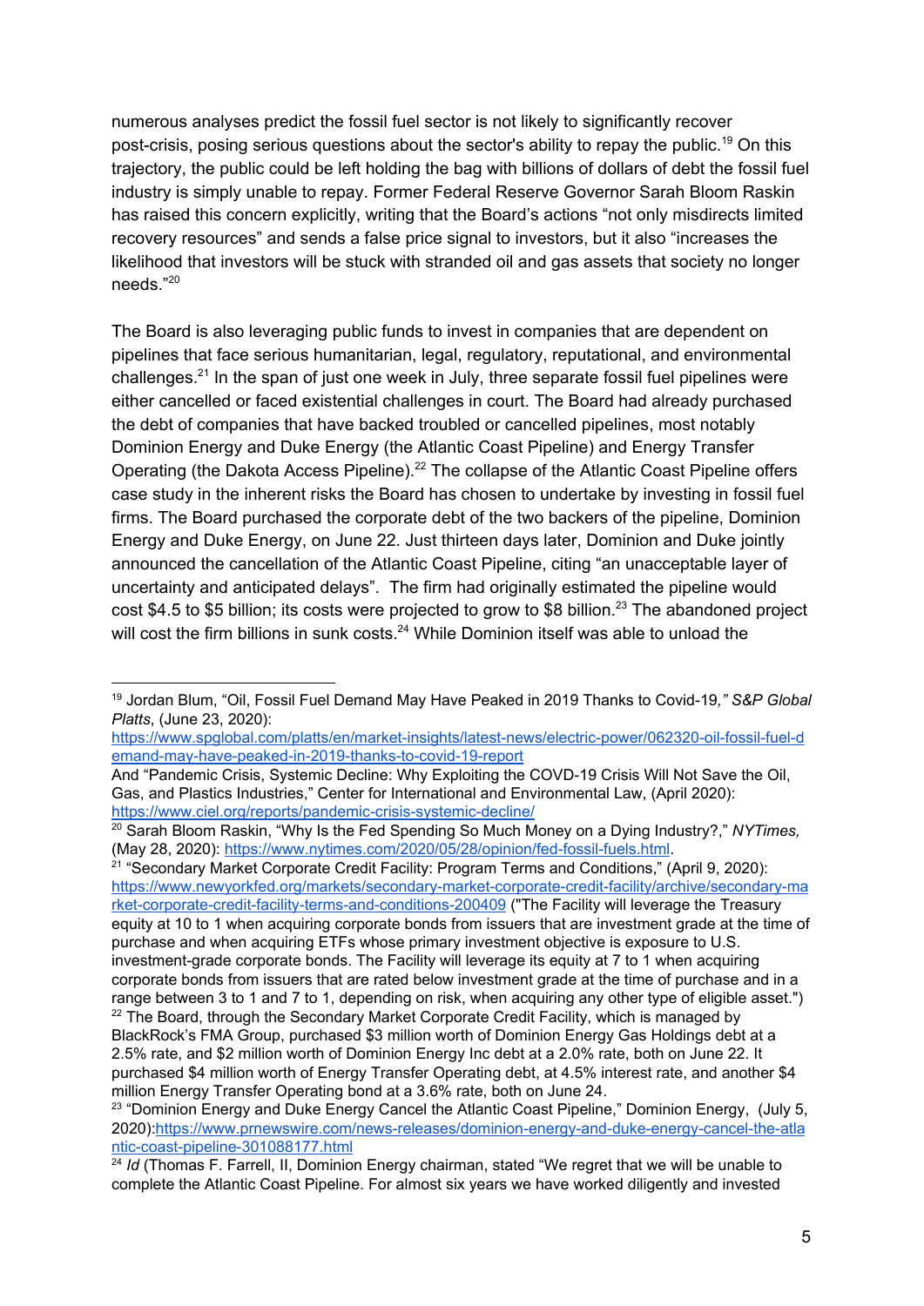numerous analyses predict the fossil fuel sector is not likely to significantly recover post-crisis, posing serious questions about the sector's ability to repay the public.[19] On this trajectory, the public could be left holding the bag with billions of dollars of debt the fossil fuel industry is simply unable to repay. Former Federal Reserve Governor Sarah Bloom Raskin has raised this concern explicitly, writing that the Board's actions "not only misdirects limited recovery resources" and sends a false price signal to investors, but it also "increases the likelihood that investors will be stuck with stranded oil and gas assets that society no longer needs."[20]

The Board is also leveraging public funds to invest in companies that are dependent on pipelines that face serious humanitarian, legal, regulatory, reputational, and environmental challenges.[21] In the span of just one week in July, three separate fossil fuel pipelines were either cancelled or faced existential challenges in court. The Board had already purchased the debt of companies that have backed troubled or cancelled pipelines, most notably Dominion Energy and Duke Energy (the Atlantic Coast Pipeline) and Energy Transfer Operating (the Dakota Access Pipeline).[22] The collapse of the Atlantic Coast Pipeline offers case study in the inherent risks the Board has chosen to undertake by investing in fossil fuel firms. The Board purchased the corporate debt of the two backers of the pipeline, Dominion Energy and Duke Energy, on June 22. Just thirteen days later, Dominion and Duke jointly announced the cancellation of the Atlantic Coast Pipeline, citing "an unacceptable layer of uncertainty and anticipated delays". The firm had originally estimated the pipeline would cost $4.5 to $5 billion; its costs were projected to grow to $8 billion.[23] The abandoned project will cost the firm billions in sunk costs.[24] While Dominion itself was able to unload the

---

[19] Jordan Blum, "Oil, Fossil Fuel Demand May Have Peaked in 2019 Thanks to Covid-19*," S&P Global Platts*, (June 23, 2020): https://www.spglobal.com/platts/en/market-insights/latest-news/electric-power/062320-oil-fossil-fuel-demand-may-have-peaked-in-2019-thanks-to-covid-19-report
And "Pandemic Crisis, Systemic Decline: Why Exploiting the COVD-19 Crisis Will Not Save the Oil, Gas, and Plastics Industries," Center for International and Environmental Law, (April 2020): https://www.ciel.org/reports/pandemic-crisis-systemic-decline/

[20] Sarah Bloom Raskin, "Why Is the Fed Spending So Much Money on a Dying Industry?," *NYTimes,* (May 28, 2020): https://www.nytimes.com/2020/05/28/opinion/fed-fossil-fuels.html.

[21] "Secondary Market Corporate Credit Facility: Program Terms and Conditions," (April 9, 2020): https://www.newyorkfed.org/markets/secondary-market-corporate-credit-facility/archive/secondary-market-corporate-credit-facility-terms-and-conditions-200409 ("The Facility will leverage the Treasury equity at 10 to 1 when acquiring corporate bonds from issuers that are investment grade at the time of purchase and when acquiring ETFs whose primary investment objective is exposure to U.S. investment-grade corporate bonds. The Facility will leverage its equity at 7 to 1 when acquiring corporate bonds from issuers that are rated below investment grade at the time of purchase and in a range between 3 to 1 and 7 to 1, depending on risk, when acquiring any other type of eligible asset.")

[22] The Board, through the Secondary Market Corporate Credit Facility, which is managed by BlackRock's FMA Group, purchased $3 million worth of Dominion Energy Gas Holdings debt at a 2.5% rate, and $2 million worth of Dominion Energy Inc debt at a 2.0% rate, both on June 22. It purchased $4 million worth of Energy Transfer Operating debt, at 4.5% interest rate, and another $4 million Energy Transfer Operating bond at a 3.6% rate, both on June 24.

[23] "Dominion Energy and Duke Energy Cancel the Atlantic Coast Pipeline," Dominion Energy, (July 5, 2020):https://www.prnewswire.com/news-releases/dominion-energy-and-duke-energy-cancel-the-atlantic-coast-pipeline-301088177.html

[24] *Id* (Thomas F. Farrell, II, Dominion Energy chairman, stated "We regret that we will be unable to complete the Atlantic Coast Pipeline. For almost six years we have worked diligently and invested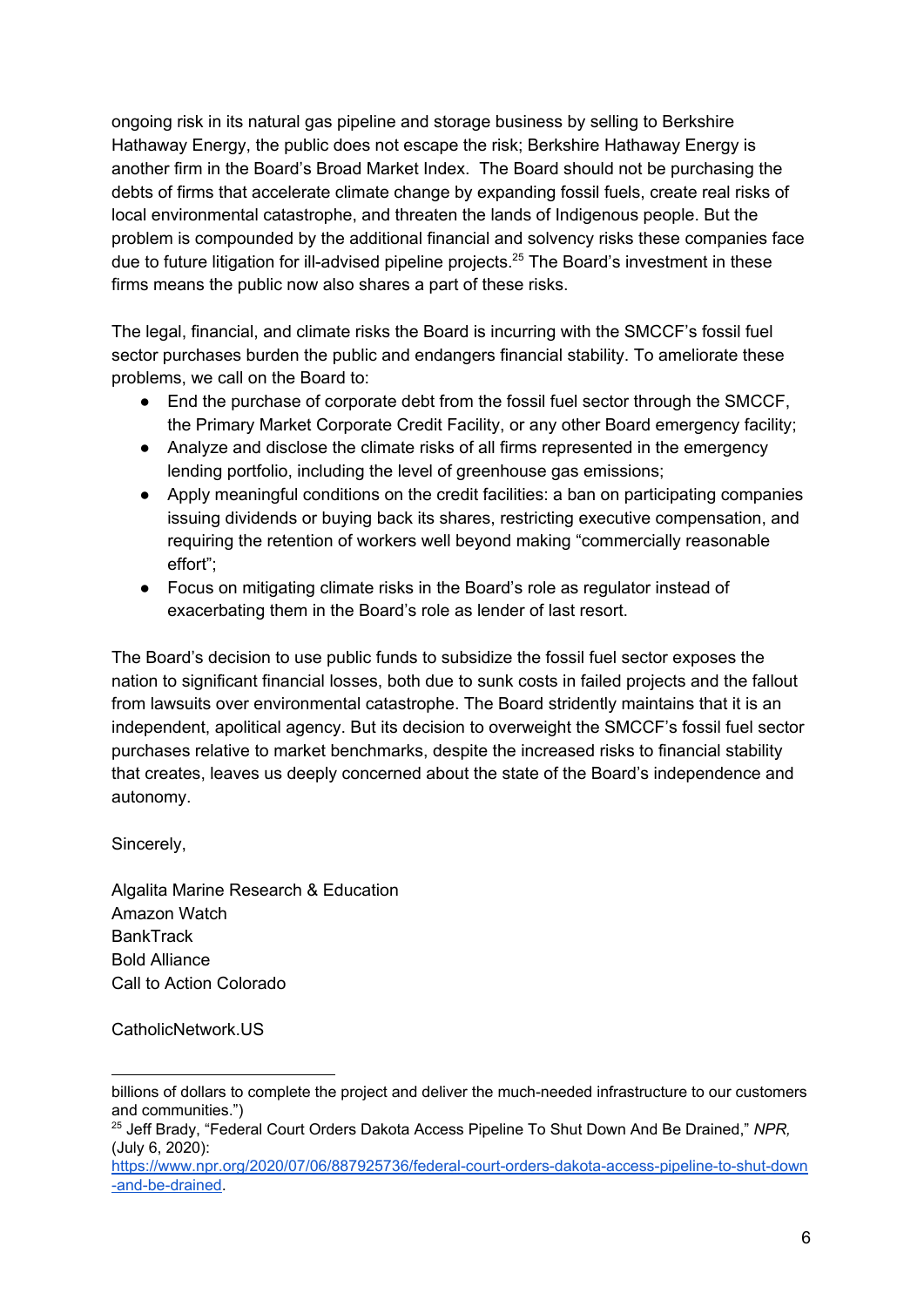ongoing risk in its natural gas pipeline and storage business by selling to Berkshire Hathaway Energy, the public does not escape the risk; Berkshire Hathaway Energy is another firm in the Board's Broad Market Index. The Board should not be purchasing the debts of firms that accelerate climate change by expanding fossil fuels, create real risks of local environmental catastrophe, and threaten the lands of Indigenous people. But the problem is compounded by the additional financial and solvency risks these companies face due to future litigation for ill-advised pipeline projects.[25] The Board's investment in these firms means the public now also shares a part of these risks.

The legal, financial, and climate risks the Board is incurring with the SMCCF's fossil fuel sector purchases burden the public and endangers financial stability. To ameliorate these problems, we call on the Board to:

- End the purchase of corporate debt from the fossil fuel sector through the SMCCF, the Primary Market Corporate Credit Facility, or any other Board emergency facility;
- Analyze and disclose the climate risks of all firms represented in the emergency lending portfolio, including the level of greenhouse gas emissions;
- Apply meaningful conditions on the credit facilities: a ban on participating companies issuing dividends or buying back its shares, restricting executive compensation, and requiring the retention of workers well beyond making "commercially reasonable effort";
- Focus on mitigating climate risks in the Board's role as regulator instead of exacerbating them in the Board's role as lender of last resort.

The Board's decision to use public funds to subsidize the fossil fuel sector exposes the nation to significant financial losses, both due to sunk costs in failed projects and the fallout from lawsuits over environmental catastrophe. The Board stridently maintains that it is an independent, apolitical agency. But its decision to overweight the SMCCF's fossil fuel sector purchases relative to market benchmarks, despite the increased risks to financial stability that creates, leaves us deeply concerned about the state of the Board's independence and autonomy.

Sincerely,

Algalita Marine Research & Education
Amazon Watch
BankTrack
Bold Alliance
Call to Action Colorado

CatholicNetwork.US

---

billions of dollars to complete the project and deliver the much-needed infrastructure to our customers and communities.")

[25] Jeff Brady, "Federal Court Orders Dakota Access Pipeline To Shut Down And Be Drained," *NPR,* (July 6, 2020): https://www.npr.org/2020/07/06/887925736/federal-court-orders-dakota-access-pipeline-to-shut-down-and-be-drained.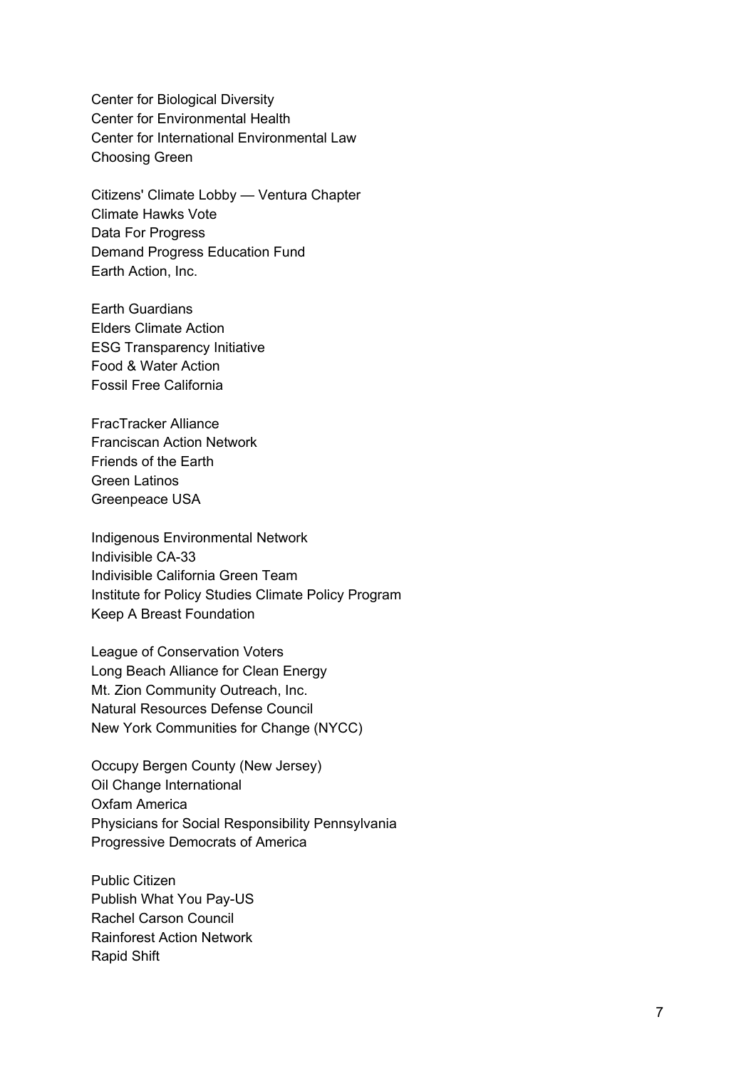Center for Biological Diversity
Center for Environmental Health
Center for International Environmental Law
Choosing Green

Citizens' Climate Lobby — Ventura Chapter
Climate Hawks Vote
Data For Progress
Demand Progress Education Fund
Earth Action, Inc.

Earth Guardians
Elders Climate Action
ESG Transparency Initiative
Food & Water Action
Fossil Free California

FracTracker Alliance
Franciscan Action Network
Friends of the Earth
Green Latinos
Greenpeace USA

Indigenous Environmental Network
Indivisible CA-33
Indivisible California Green Team
Institute for Policy Studies Climate Policy Program
Keep A Breast Foundation

League of Conservation Voters
Long Beach Alliance for Clean Energy
Mt. Zion Community Outreach, Inc.
Natural Resources Defense Council
New York Communities for Change (NYCC)

Occupy Bergen County (New Jersey)
Oil Change International
Oxfam America
Physicians for Social Responsibility Pennsylvania
Progressive Democrats of America

Public Citizen
Publish What You Pay-US
Rachel Carson Council
Rainforest Action Network
Rapid Shift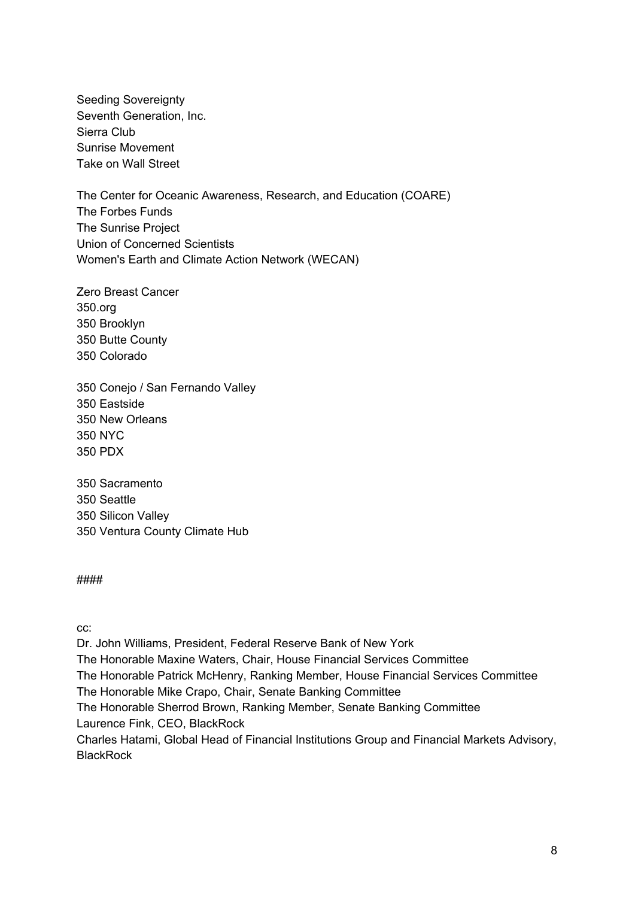Seeding Sovereignty
Seventh Generation, Inc.
Sierra Club
Sunrise Movement
Take on Wall Street

The Center for Oceanic Awareness, Research, and Education (COARE)
The Forbes Funds
The Sunrise Project
Union of Concerned Scientists
Women's Earth and Climate Action Network (WECAN)

Zero Breast Cancer
350.org
350 Brooklyn
350 Butte County
350 Colorado

350 Conejo / San Fernando Valley
350 Eastside
350 New Orleans
350 NYC
350 PDX

350 Sacramento
350 Seattle
350 Silicon Valley
350 Ventura County Climate Hub

####

cc:
Dr. John Williams, President, Federal Reserve Bank of New York
The Honorable Maxine Waters, Chair, House Financial Services Committee
The Honorable Patrick McHenry, Ranking Member, House Financial Services Committee
The Honorable Mike Crapo, Chair, Senate Banking Committee
The Honorable Sherrod Brown, Ranking Member, Senate Banking Committee
Laurence Fink, CEO, BlackRock
Charles Hatami, Global Head of Financial Institutions Group and Financial Markets Advisory, BlackRock